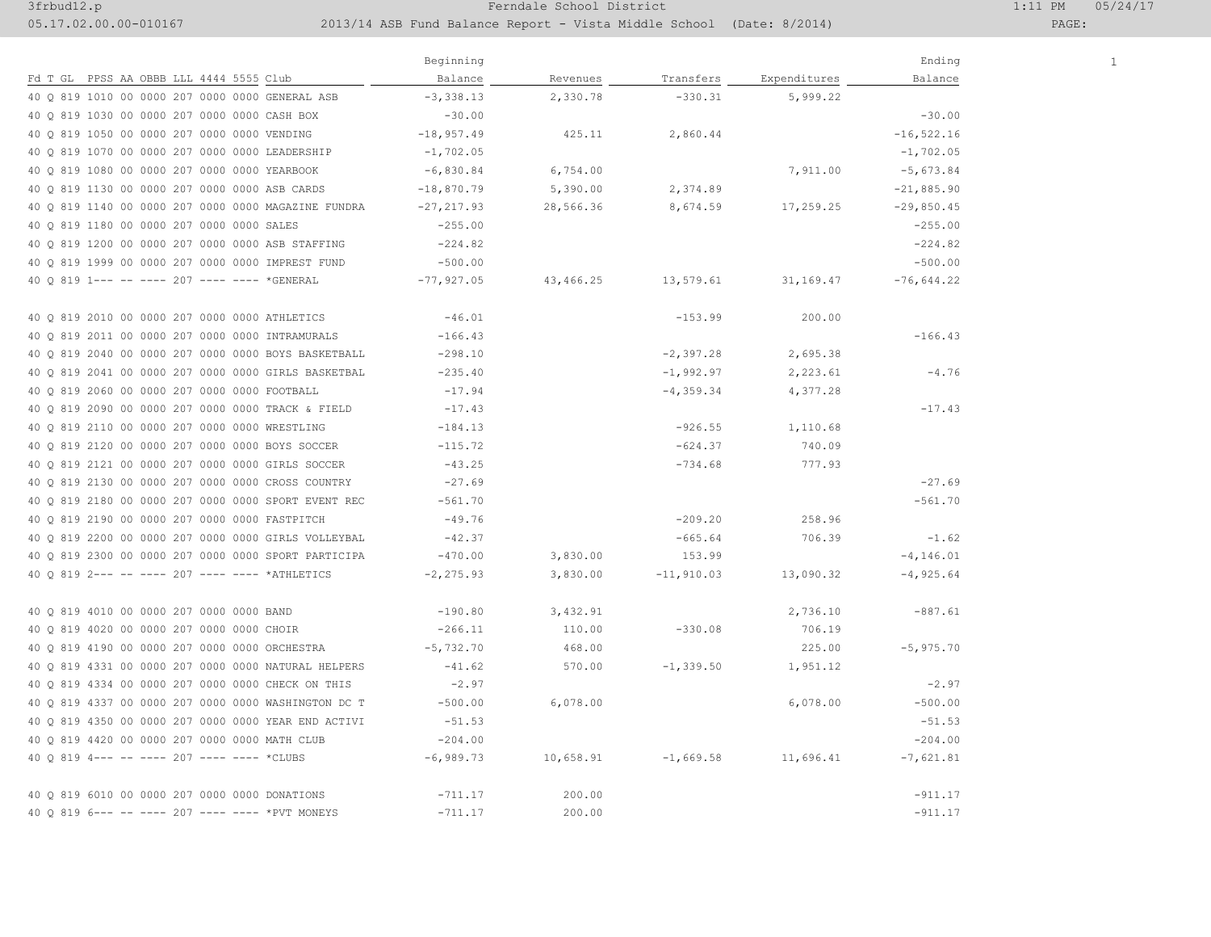Ferndale School District

2013/14 ASB Fund Balance Report - Vista Middle School (Date: 8/2014)

| Fd T GL PPSS AA OBBB LLL 4444 5555 Club | Beginning Balance | Revenues | Transfers | Expenditures | Ending Balance |
|---|---|---|---|---|---|
| 40 Q 819 1010 00 0000 207 0000 0000 GENERAL ASB | -3,338.13 | 2,330.78 | -330.31 | 5,999.22 | |
| 40 Q 819 1030 00 0000 207 0000 0000 CASH BOX | -30.00 | | | | -30.00 |
| 40 Q 819 1050 00 0000 207 0000 0000 VENDING | -18,957.49 | 425.11 | 2,860.44 | | -16,522.16 |
| 40 Q 819 1070 00 0000 207 0000 0000 LEADERSHIP | -1,702.05 | | | | -1,702.05 |
| 40 Q 819 1080 00 0000 207 0000 0000 YEARBOOK | -6,830.84 | 6,754.00 | | 7,911.00 | -5,673.84 |
| 40 Q 819 1130 00 0000 207 0000 0000 ASB CARDS | -18,870.79 | 5,390.00 | 2,374.89 | | -21,885.90 |
| 40 Q 819 1140 00 0000 207 0000 0000 MAGAZINE FUNDRA | -27,217.93 | 28,566.36 | 8,674.59 | 17,259.25 | -29,850.45 |
| 40 Q 819 1180 00 0000 207 0000 0000 SALES | -255.00 | | | | -255.00 |
| 40 Q 819 1200 00 0000 207 0000 0000 ASB STAFFING | -224.82 | | | | -224.82 |
| 40 Q 819 1999 00 0000 207 0000 0000 IMPREST FUND | -500.00 | | | | -500.00 |
| 40 Q 819 1--- -- ---- 207 ---- ---- *GENERAL | -77,927.05 | 43,466.25 | 13,579.61 | 31,169.47 | -76,644.22 |
| | | | | | |
| 40 Q 819 2010 00 0000 207 0000 0000 ATHLETICS | -46.01 | | -153.99 | 200.00 | |
| 40 Q 819 2011 00 0000 207 0000 0000 INTRAMURALS | -166.43 | | | | -166.43 |
| 40 Q 819 2040 00 0000 207 0000 0000 BOYS BASKETBALL | -298.10 | | -2,397.28 | 2,695.38 | |
| 40 Q 819 2041 00 0000 207 0000 0000 GIRLS BASKETBAL | -235.40 | | -1,992.97 | 2,223.61 | -4.76 |
| 40 Q 819 2060 00 0000 207 0000 0000 FOOTBALL | -17.94 | | -4,359.34 | 4,377.28 | |
| 40 Q 819 2090 00 0000 207 0000 0000 TRACK & FIELD | -17.43 | | | | -17.43 |
| 40 Q 819 2110 00 0000 207 0000 0000 WRESTLING | -184.13 | | -926.55 | 1,110.68 | |
| 40 Q 819 2120 00 0000 207 0000 0000 BOYS SOCCER | -115.72 | | -624.37 | 740.09 | |
| 40 Q 819 2121 00 0000 207 0000 0000 GIRLS SOCCER | -43.25 | | -734.68 | 777.93 | |
| 40 Q 819 2130 00 0000 207 0000 0000 CROSS COUNTRY | -27.69 | | | | -27.69 |
| 40 Q 819 2180 00 0000 207 0000 0000 SPORT EVENT REC | -561.70 | | | | -561.70 |
| 40 Q 819 2190 00 0000 207 0000 0000 FASTPITCH | -49.76 | | -209.20 | 258.96 | |
| 40 Q 819 2200 00 0000 207 0000 0000 GIRLS VOLLEYBAL | -42.37 | | -665.64 | 706.39 | -1.62 |
| 40 Q 819 2300 00 0000 207 0000 0000 SPORT PARTICIPA | -470.00 | 3,830.00 | 153.99 | | -4,146.01 |
| 40 Q 819 2--- -- ---- 207 ---- ---- *ATHLETICS | -2,275.93 | 3,830.00 | -11,910.03 | 13,090.32 | -4,925.64 |
| | | | | | |
| 40 Q 819 4010 00 0000 207 0000 0000 BAND | -190.80 | 3,432.91 | | 2,736.10 | -887.61 |
| 40 Q 819 4020 00 0000 207 0000 0000 CHOIR | -266.11 | 110.00 | -330.08 | 706.19 | |
| 40 Q 819 4190 00 0000 207 0000 0000 ORCHESTRA | -5,732.70 | 468.00 | | 225.00 | -5,975.70 |
| 40 Q 819 4331 00 0000 207 0000 0000 NATURAL HELPERS | -41.62 | 570.00 | -1,339.50 | 1,951.12 | |
| 40 Q 819 4334 00 0000 207 0000 0000 CHECK ON THIS | -2.97 | | | | -2.97 |
| 40 Q 819 4337 00 0000 207 0000 0000 WASHINGTON DC T | -500.00 | 6,078.00 | | 6,078.00 | -500.00 |
| 40 Q 819 4350 00 0000 207 0000 0000 YEAR END ACTIVI | -51.53 | | | | -51.53 |
| 40 Q 819 4420 00 0000 207 0000 0000 MATH CLUB | -204.00 | | | | -204.00 |
| 40 Q 819 4--- -- ---- 207 ---- ---- *CLUBS | -6,989.73 | 10,658.91 | -1,669.58 | 11,696.41 | -7,621.81 |
| | | | | | |
| 40 Q 819 6010 00 0000 207 0000 0000 DONATIONS | -711.17 | 200.00 | | | -911.17 |
| 40 Q 819 6--- -- ---- 207 ---- ---- *PVT MONEYS | -711.17 | 200.00 | | | -911.17 |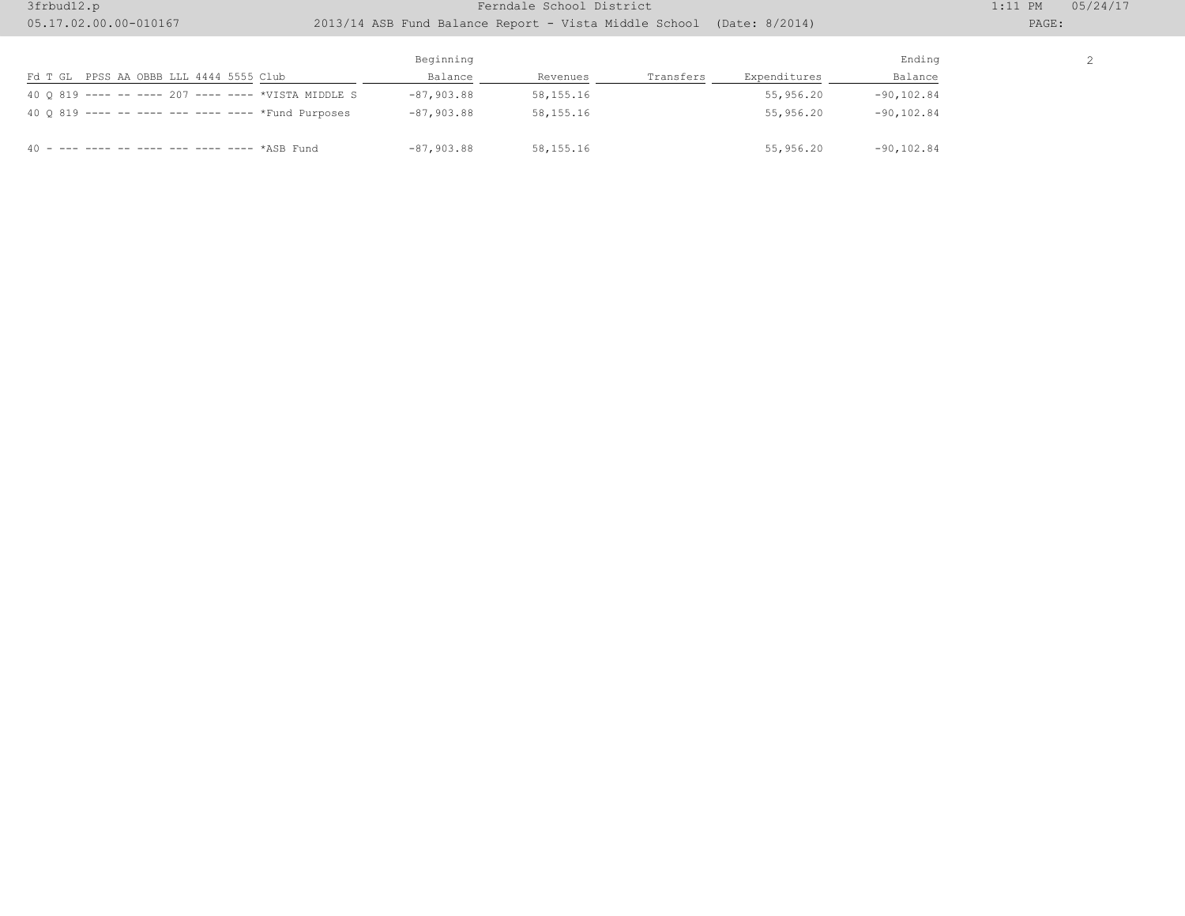| Fd T GL PPSS AA OBBB LLL 4444 5555 Club | Beginning Balance | Revenues | Transfers | Expenditures | Ending Balance |
|---|---|---|---|---|---|
| 40 Q 819 ---- -- ---- 207 ---- ---- *VISTA MIDDLE S | -87,903.88 | 58,155.16 | | 55,956.20 | -90,102.84 |
| 40 Q 819 ---- -- ---- --- ---- ---- *Fund Purposes | -87,903.88 | 58,155.16 | | 55,956.20 | -90,102.84 |
| 40 - --- ---- -- ---- --- ---- ---- *ASB Fund | -87,903.88 | 58,155.16 | | 55,956.20 | -90,102.84 |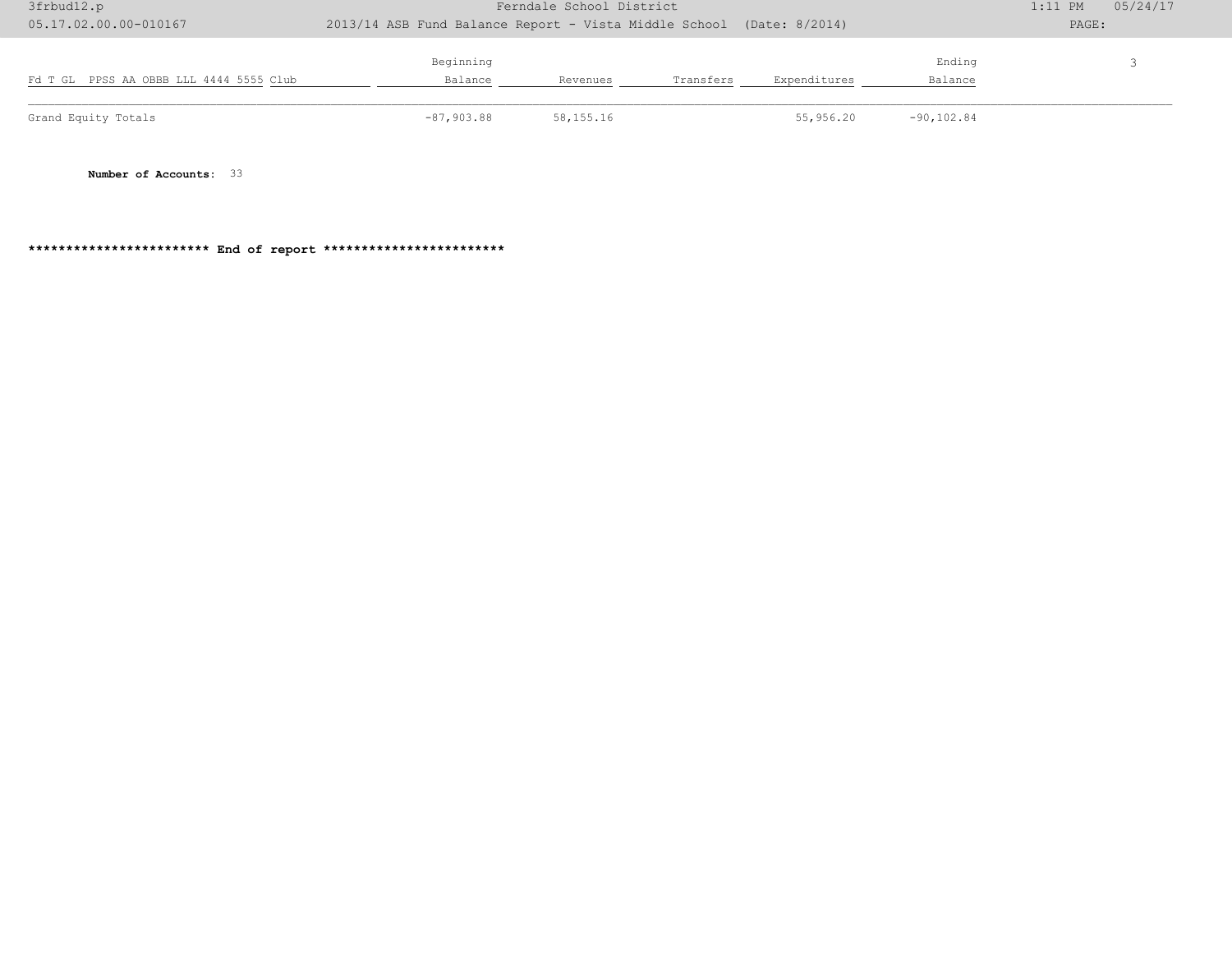| Fd T GL PPSS AA OBBB LLL 4444 5555 Club | Beginning Balance | Revenues | Transfers | Expenditures | Ending Balance |
|---|---|---|---|---|---|
| Grand Equity Totals | -87,903.88 | 58,155.16 | | 55,956.20 | -90,102.84 |

**Number of Accounts:** 33

**\*\*\*\*\*\*\*\*\*\*\*\*\*\*\*\*\*\*\*\*\*\*\*\* End of report \*\*\*\*\*\*\*\*\*\*\*\*\*\*\*\*\*\*\*\*\*\*\*\***